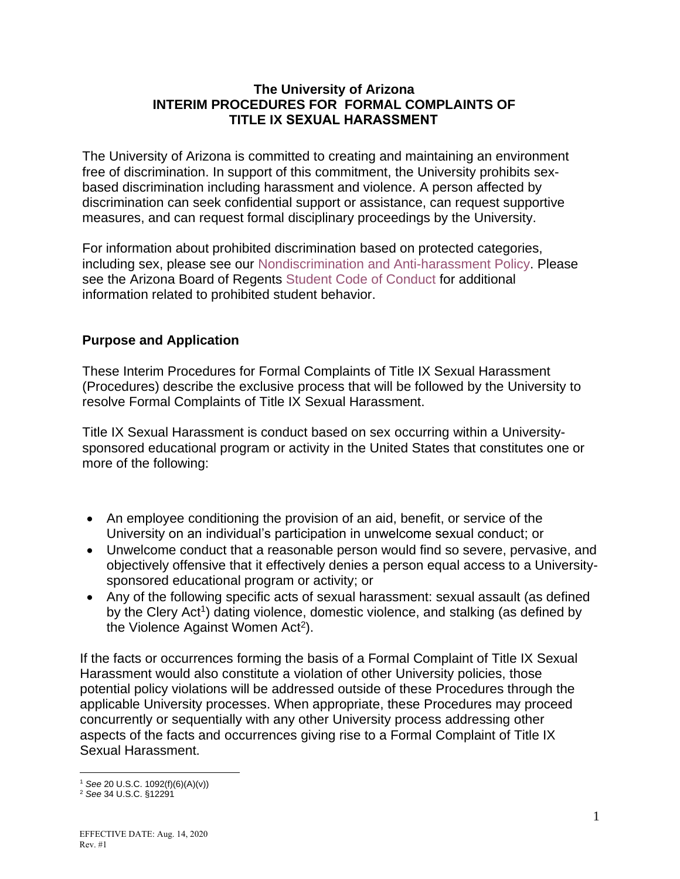# The University of Arizona
# INTERIM PROCEDURES FOR FORMAL COMPLAINTS OF TITLE IX SEXUAL HARASSMENT

The University of Arizona is committed to creating and maintaining an environment free of discrimination. In support of this commitment, the University prohibits sex-based discrimination including harassment and violence. A person affected by discrimination can seek confidential support or assistance, can request supportive measures, and can request formal disciplinary proceedings by the University.

For information about prohibited discrimination based on protected categories, including sex, please see our Nondiscrimination and Anti-harassment Policy. Please see the Arizona Board of Regents Student Code of Conduct for additional information related to prohibited student behavior.

## Purpose and Application

These Interim Procedures for Formal Complaints of Title IX Sexual Harassment (Procedures) describe the exclusive process that will be followed by the University to resolve Formal Complaints of Title IX Sexual Harassment.

Title IX Sexual Harassment is conduct based on sex occurring within a University-sponsored educational program or activity in the United States that constitutes one or more of the following:

- An employee conditioning the provision of an aid, benefit, or service of the University on an individual's participation in unwelcome sexual conduct; or
- Unwelcome conduct that a reasonable person would find so severe, pervasive, and objectively offensive that it effectively denies a person equal access to a University-sponsored educational program or activity; or
- Any of the following specific acts of sexual harassment: sexual assault (as defined by the Clery Act[1]) dating violence, domestic violence, and stalking (as defined by the Violence Against Women Act[2]).

If the facts or occurrences forming the basis of a Formal Complaint of Title IX Sexual Harassment would also constitute a violation of other University policies, those potential policy violations will be addressed outside of these Procedures through the applicable University processes. When appropriate, these Procedures may proceed concurrently or sequentially with any other University process addressing other aspects of the facts and occurrences giving rise to a Formal Complaint of Title IX Sexual Harassment.

[1] *See* 20 U.S.C. 1092(f)(6)(A)(v))

[2] *See* 34 U.S.C. §12291

EFFECTIVE DATE: Aug. 14, 2020
Rev. #1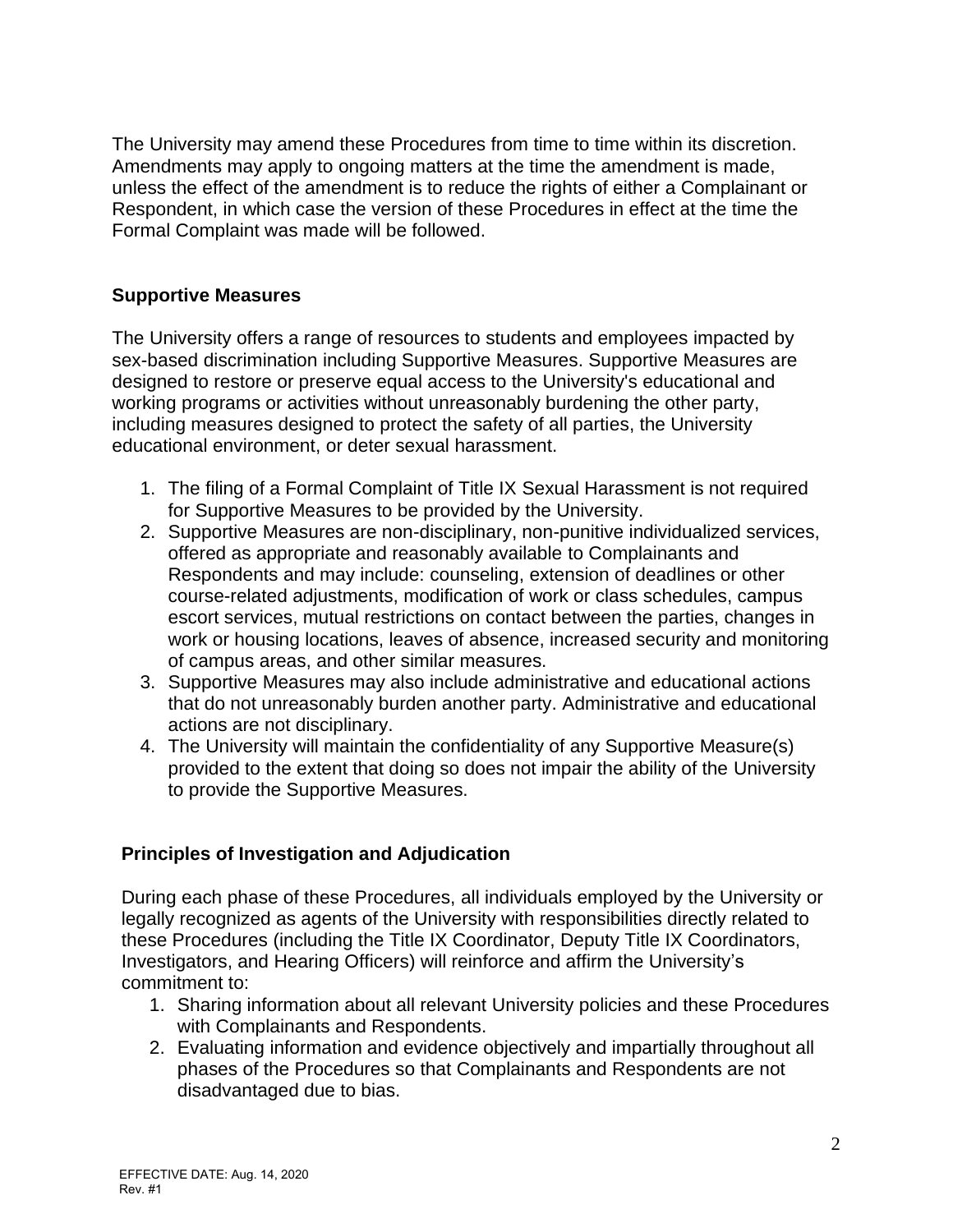The University may amend these Procedures from time to time within its discretion. Amendments may apply to ongoing matters at the time the amendment is made, unless the effect of the amendment is to reduce the rights of either a Complainant or Respondent, in which case the version of these Procedures in effect at the time the Formal Complaint was made will be followed.

**Supportive Measures**

The University offers a range of resources to students and employees impacted by sex-based discrimination including Supportive Measures. Supportive Measures are designed to restore or preserve equal access to the University's educational and working programs or activities without unreasonably burdening the other party, including measures designed to protect the safety of all parties, the University educational environment, or deter sexual harassment.

1. The filing of a Formal Complaint of Title IX Sexual Harassment is not required for Supportive Measures to be provided by the University.
2. Supportive Measures are non-disciplinary, non-punitive individualized services, offered as appropriate and reasonably available to Complainants and Respondents and may include: counseling, extension of deadlines or other course-related adjustments, modification of work or class schedules, campus escort services, mutual restrictions on contact between the parties, changes in work or housing locations, leaves of absence, increased security and monitoring of campus areas, and other similar measures.
3. Supportive Measures may also include administrative and educational actions that do not unreasonably burden another party. Administrative and educational actions are not disciplinary.
4. The University will maintain the confidentiality of any Supportive Measure(s) provided to the extent that doing so does not impair the ability of the University to provide the Supportive Measures.

**Principles of Investigation and Adjudication**

During each phase of these Procedures, all individuals employed by the University or legally recognized as agents of the University with responsibilities directly related to these Procedures (including the Title IX Coordinator, Deputy Title IX Coordinators, Investigators, and Hearing Officers) will reinforce and affirm the University's commitment to:

1. Sharing information about all relevant University policies and these Procedures with Complainants and Respondents.
2. Evaluating information and evidence objectively and impartially throughout all phases of the Procedures so that Complainants and Respondents are not disadvantaged due to bias.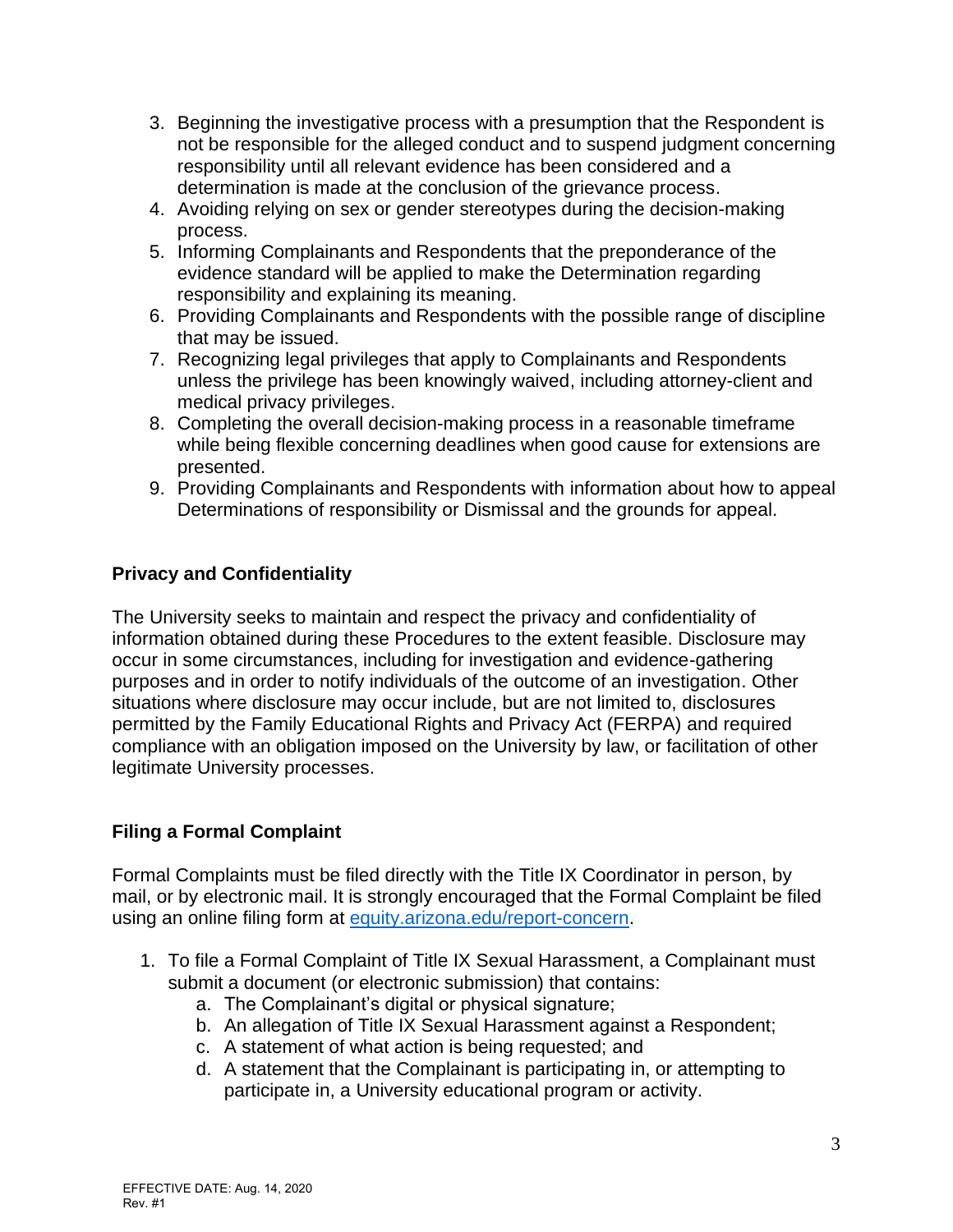3. Beginning the investigative process with a presumption that the Respondent is not be responsible for the alleged conduct and to suspend judgment concerning responsibility until all relevant evidence has been considered and a determination is made at the conclusion of the grievance process.
4. Avoiding relying on sex or gender stereotypes during the decision-making process.
5. Informing Complainants and Respondents that the preponderance of the evidence standard will be applied to make the Determination regarding responsibility and explaining its meaning.
6. Providing Complainants and Respondents with the possible range of discipline that may be issued.
7. Recognizing legal privileges that apply to Complainants and Respondents unless the privilege has been knowingly waived, including attorney-client and medical privacy privileges.
8. Completing the overall decision-making process in a reasonable timeframe while being flexible concerning deadlines when good cause for extensions are presented.
9. Providing Complainants and Respondents with information about how to appeal Determinations of responsibility or Dismissal and the grounds for appeal.

**Privacy and Confidentiality**

The University seeks to maintain and respect the privacy and confidentiality of information obtained during these Procedures to the extent feasible. Disclosure may occur in some circumstances, including for investigation and evidence-gathering purposes and in order to notify individuals of the outcome of an investigation. Other situations where disclosure may occur include, but are not limited to, disclosures permitted by the Family Educational Rights and Privacy Act (FERPA) and required compliance with an obligation imposed on the University by law, or facilitation of other legitimate University processes.

**Filing a Formal Complaint**

Formal Complaints must be filed directly with the Title IX Coordinator in person, by mail, or by electronic mail. It is strongly encouraged that the Formal Complaint be filed using an online filing form at [equity.arizona.edu/report-concern](equity.arizona.edu/report-concern).

1. To file a Formal Complaint of Title IX Sexual Harassment, a Complainant must submit a document (or electronic submission) that contains:
   a. The Complainant's digital or physical signature;
   b. An allegation of Title IX Sexual Harassment against a Respondent;
   c. A statement of what action is being requested; and
   d. A statement that the Complainant is participating in, or attempting to participate in, a University educational program or activity.

EFFECTIVE DATE: Aug. 14, 2020
Rev. #1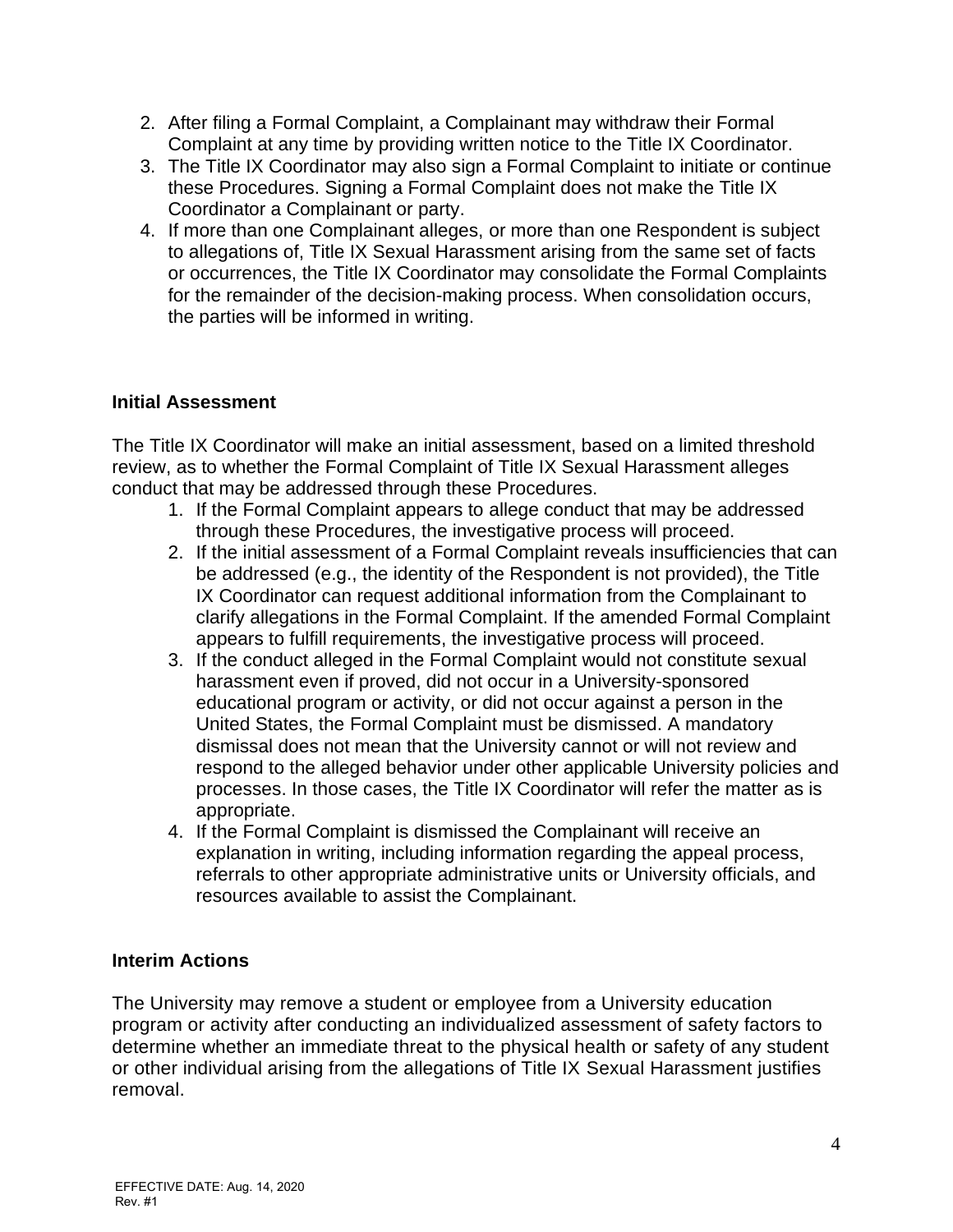2. After filing a Formal Complaint, a Complainant may withdraw their Formal Complaint at any time by providing written notice to the Title IX Coordinator.
3. The Title IX Coordinator may also sign a Formal Complaint to initiate or continue these Procedures. Signing a Formal Complaint does not make the Title IX Coordinator a Complainant or party.
4. If more than one Complainant alleges, or more than one Respondent is subject to allegations of, Title IX Sexual Harassment arising from the same set of facts or occurrences, the Title IX Coordinator may consolidate the Formal Complaints for the remainder of the decision-making process. When consolidation occurs, the parties will be informed in writing.

**Initial Assessment**

The Title IX Coordinator will make an initial assessment, based on a limited threshold review, as to whether the Formal Complaint of Title IX Sexual Harassment alleges conduct that may be addressed through these Procedures.

1. If the Formal Complaint appears to allege conduct that may be addressed through these Procedures, the investigative process will proceed.
2. If the initial assessment of a Formal Complaint reveals insufficiencies that can be addressed (e.g., the identity of the Respondent is not provided), the Title IX Coordinator can request additional information from the Complainant to clarify allegations in the Formal Complaint. If the amended Formal Complaint appears to fulfill requirements, the investigative process will proceed.
3. If the conduct alleged in the Formal Complaint would not constitute sexual harassment even if proved, did not occur in a University-sponsored educational program or activity, or did not occur against a person in the United States, the Formal Complaint must be dismissed. A mandatory dismissal does not mean that the University cannot or will not review and respond to the alleged behavior under other applicable University policies and processes. In those cases, the Title IX Coordinator will refer the matter as is appropriate.
4. If the Formal Complaint is dismissed the Complainant will receive an explanation in writing, including information regarding the appeal process, referrals to other appropriate administrative units or University officials, and resources available to assist the Complainant.

**Interim Actions**

The University may remove a student or employee from a University education program or activity after conducting an individualized assessment of safety factors to determine whether an immediate threat to the physical health or safety of any student or other individual arising from the allegations of Title IX Sexual Harassment justifies removal.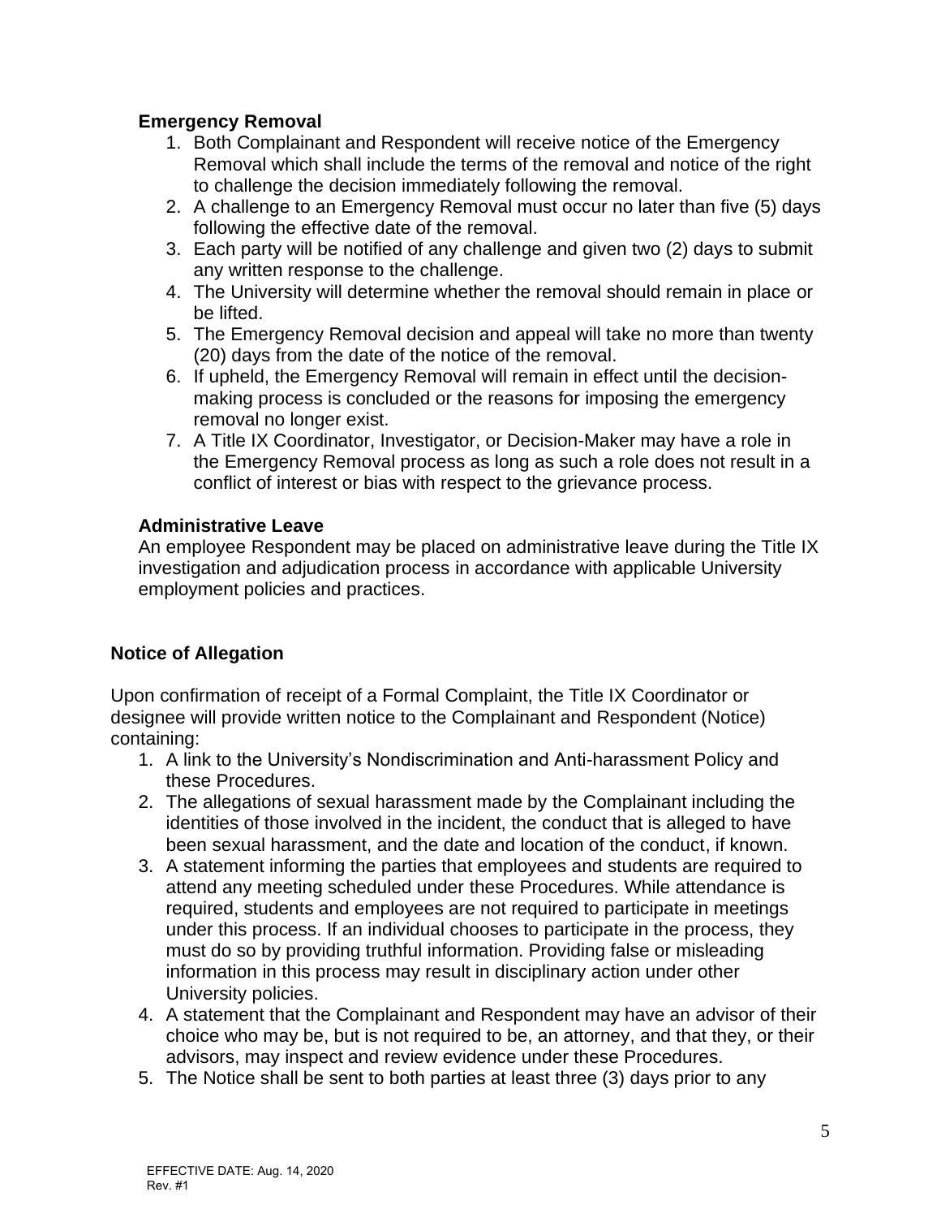### Emergency Removal

1. Both Complainant and Respondent will receive notice of the Emergency Removal which shall include the terms of the removal and notice of the right to challenge the decision immediately following the removal.
2. A challenge to an Emergency Removal must occur no later than five (5) days following the effective date of the removal.
3. Each party will be notified of any challenge and given two (2) days to submit any written response to the challenge.
4. The University will determine whether the removal should remain in place or be lifted.
5. The Emergency Removal decision and appeal will take no more than twenty (20) days from the date of the notice of the removal.
6. If upheld, the Emergency Removal will remain in effect until the decision-making process is concluded or the reasons for imposing the emergency removal no longer exist.
7. A Title IX Coordinator, Investigator, or Decision-Maker may have a role in the Emergency Removal process as long as such a role does not result in a conflict of interest or bias with respect to the grievance process.

### Administrative Leave

An employee Respondent may be placed on administrative leave during the Title IX investigation and adjudication process in accordance with applicable University employment policies and practices.

## Notice of Allegation

Upon confirmation of receipt of a Formal Complaint, the Title IX Coordinator or designee will provide written notice to the Complainant and Respondent (Notice) containing:

1. A link to the University's Nondiscrimination and Anti-harassment Policy and these Procedures.
2. The allegations of sexual harassment made by the Complainant including the identities of those involved in the incident, the conduct that is alleged to have been sexual harassment, and the date and location of the conduct, if known.
3. A statement informing the parties that employees and students are required to attend any meeting scheduled under these Procedures. While attendance is required, students and employees are not required to participate in meetings under this process. If an individual chooses to participate in the process, they must do so by providing truthful information. Providing false or misleading information in this process may result in disciplinary action under other University policies.
4. A statement that the Complainant and Respondent may have an advisor of their choice who may be, but is not required to be, an attorney, and that they, or their advisors, may inspect and review evidence under these Procedures.
5. The Notice shall be sent to both parties at least three (3) days prior to any

EFFECTIVE DATE: Aug. 14, 2020
Rev. #1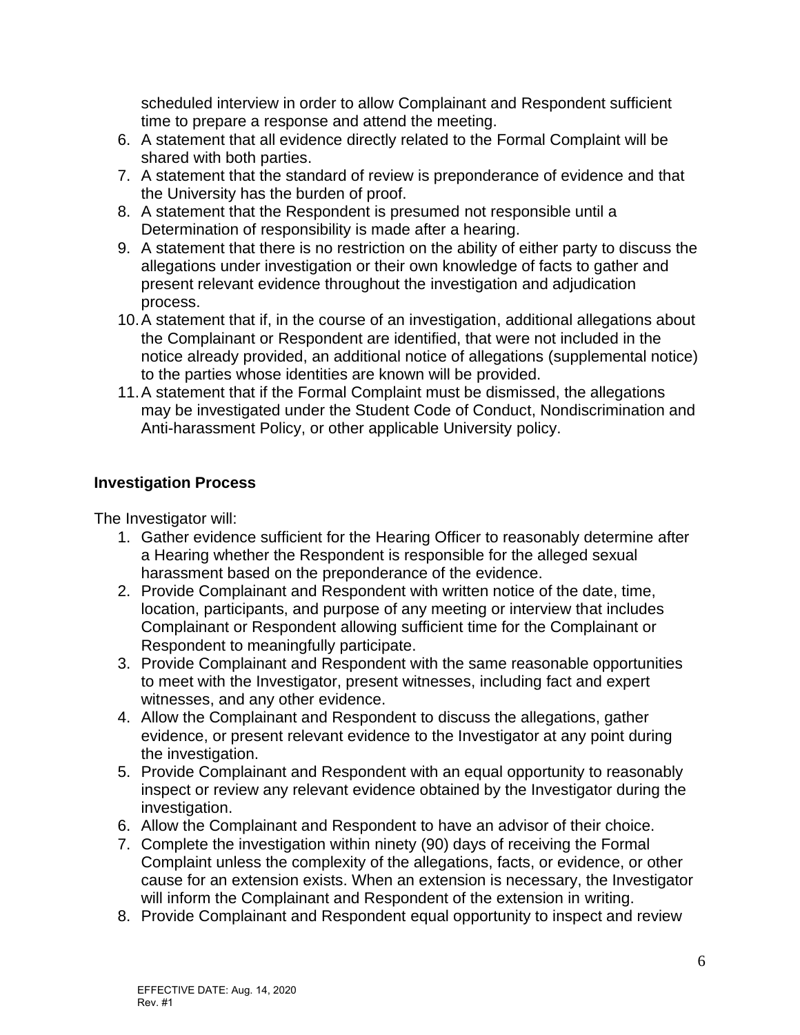scheduled interview in order to allow Complainant and Respondent sufficient time to prepare a response and attend the meeting.

6. A statement that all evidence directly related to the Formal Complaint will be shared with both parties.
7. A statement that the standard of review is preponderance of evidence and that the University has the burden of proof.
8. A statement that the Respondent is presumed not responsible until a Determination of responsibility is made after a hearing.
9. A statement that there is no restriction on the ability of either party to discuss the allegations under investigation or their own knowledge of facts to gather and present relevant evidence throughout the investigation and adjudication process.
10. A statement that if, in the course of an investigation, additional allegations about the Complainant or Respondent are identified, that were not included in the notice already provided, an additional notice of allegations (supplemental notice) to the parties whose identities are known will be provided.
11. A statement that if the Formal Complaint must be dismissed, the allegations may be investigated under the Student Code of Conduct, Nondiscrimination and Anti-harassment Policy, or other applicable University policy.

**Investigation Process**

The Investigator will:

1. Gather evidence sufficient for the Hearing Officer to reasonably determine after a Hearing whether the Respondent is responsible for the alleged sexual harassment based on the preponderance of the evidence.
2. Provide Complainant and Respondent with written notice of the date, time, location, participants, and purpose of any meeting or interview that includes Complainant or Respondent allowing sufficient time for the Complainant or Respondent to meaningfully participate.
3. Provide Complainant and Respondent with the same reasonable opportunities to meet with the Investigator, present witnesses, including fact and expert witnesses, and any other evidence.
4. Allow the Complainant and Respondent to discuss the allegations, gather evidence, or present relevant evidence to the Investigator at any point during the investigation.
5. Provide Complainant and Respondent with an equal opportunity to reasonably inspect or review any relevant evidence obtained by the Investigator during the investigation.
6. Allow the Complainant and Respondent to have an advisor of their choice.
7. Complete the investigation within ninety (90) days of receiving the Formal Complaint unless the complexity of the allegations, facts, or evidence, or other cause for an extension exists. When an extension is necessary, the Investigator will inform the Complainant and Respondent of the extension in writing.
8. Provide Complainant and Respondent equal opportunity to inspect and review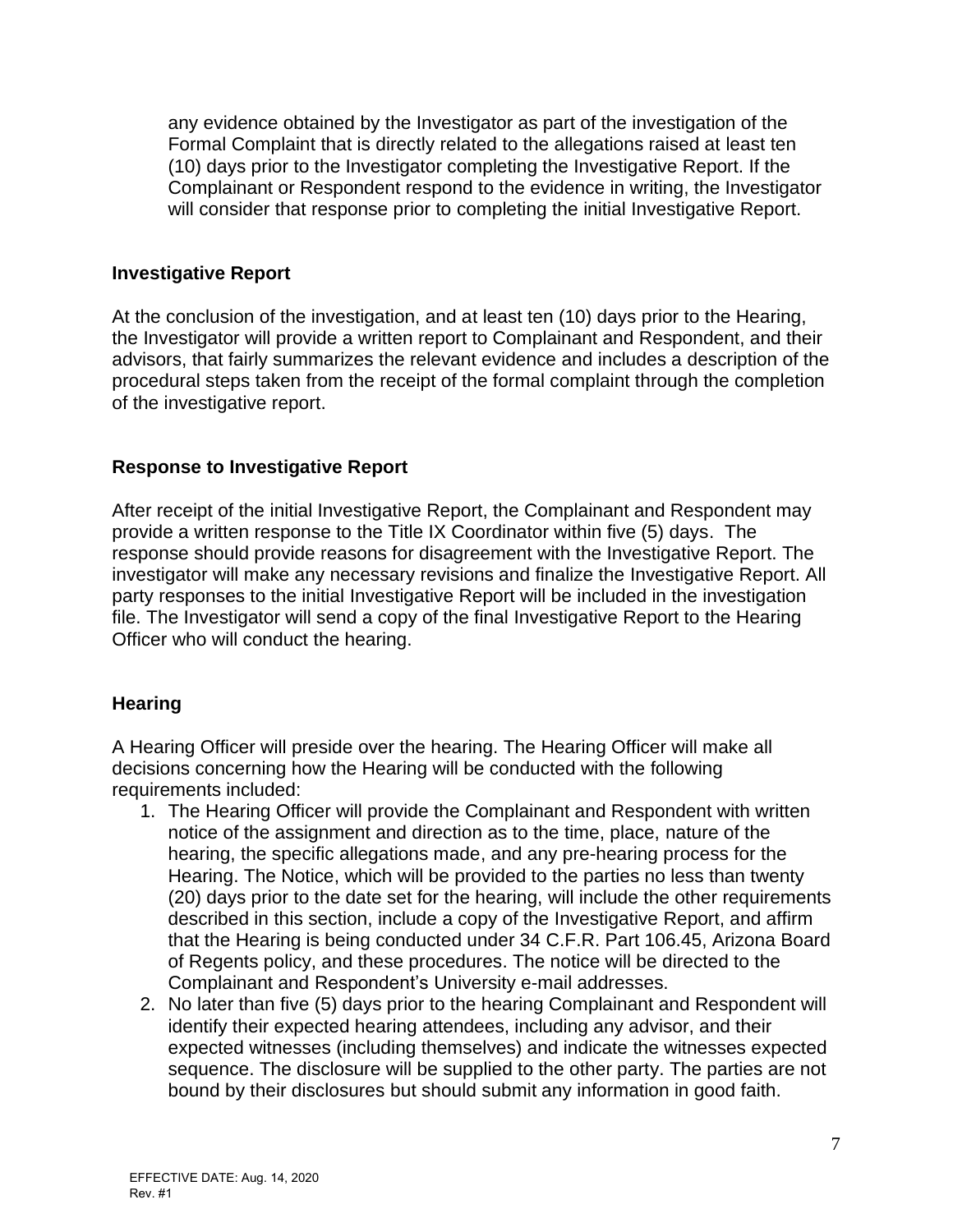any evidence obtained by the Investigator as part of the investigation of the Formal Complaint that is directly related to the allegations raised at least ten (10) days prior to the Investigator completing the Investigative Report. If the Complainant or Respondent respond to the evidence in writing, the Investigator will consider that response prior to completing the initial Investigative Report.

**Investigative Report**

At the conclusion of the investigation, and at least ten (10) days prior to the Hearing, the Investigator will provide a written report to Complainant and Respondent, and their advisors, that fairly summarizes the relevant evidence and includes a description of the procedural steps taken from the receipt of the formal complaint through the completion of the investigative report.

**Response to Investigative Report**

After receipt of the initial Investigative Report, the Complainant and Respondent may provide a written response to the Title IX Coordinator within five (5) days. The response should provide reasons for disagreement with the Investigative Report. The investigator will make any necessary revisions and finalize the Investigative Report. All party responses to the initial Investigative Report will be included in the investigation file. The Investigator will send a copy of the final Investigative Report to the Hearing Officer who will conduct the hearing.

**Hearing**

A Hearing Officer will preside over the hearing. The Hearing Officer will make all decisions concerning how the Hearing will be conducted with the following requirements included:

1. The Hearing Officer will provide the Complainant and Respondent with written notice of the assignment and direction as to the time, place, nature of the hearing, the specific allegations made, and any pre-hearing process for the Hearing. The Notice, which will be provided to the parties no less than twenty (20) days prior to the date set for the hearing, will include the other requirements described in this section, include a copy of the Investigative Report, and affirm that the Hearing is being conducted under 34 C.F.R. Part 106.45, Arizona Board of Regents policy, and these procedures. The notice will be directed to the Complainant and Respondent's University e-mail addresses.
2. No later than five (5) days prior to the hearing Complainant and Respondent will identify their expected hearing attendees, including any advisor, and their expected witnesses (including themselves) and indicate the witnesses expected sequence. The disclosure will be supplied to the other party. The parties are not bound by their disclosures but should submit any information in good faith.

EFFECTIVE DATE: Aug. 14, 2020
Rev. #1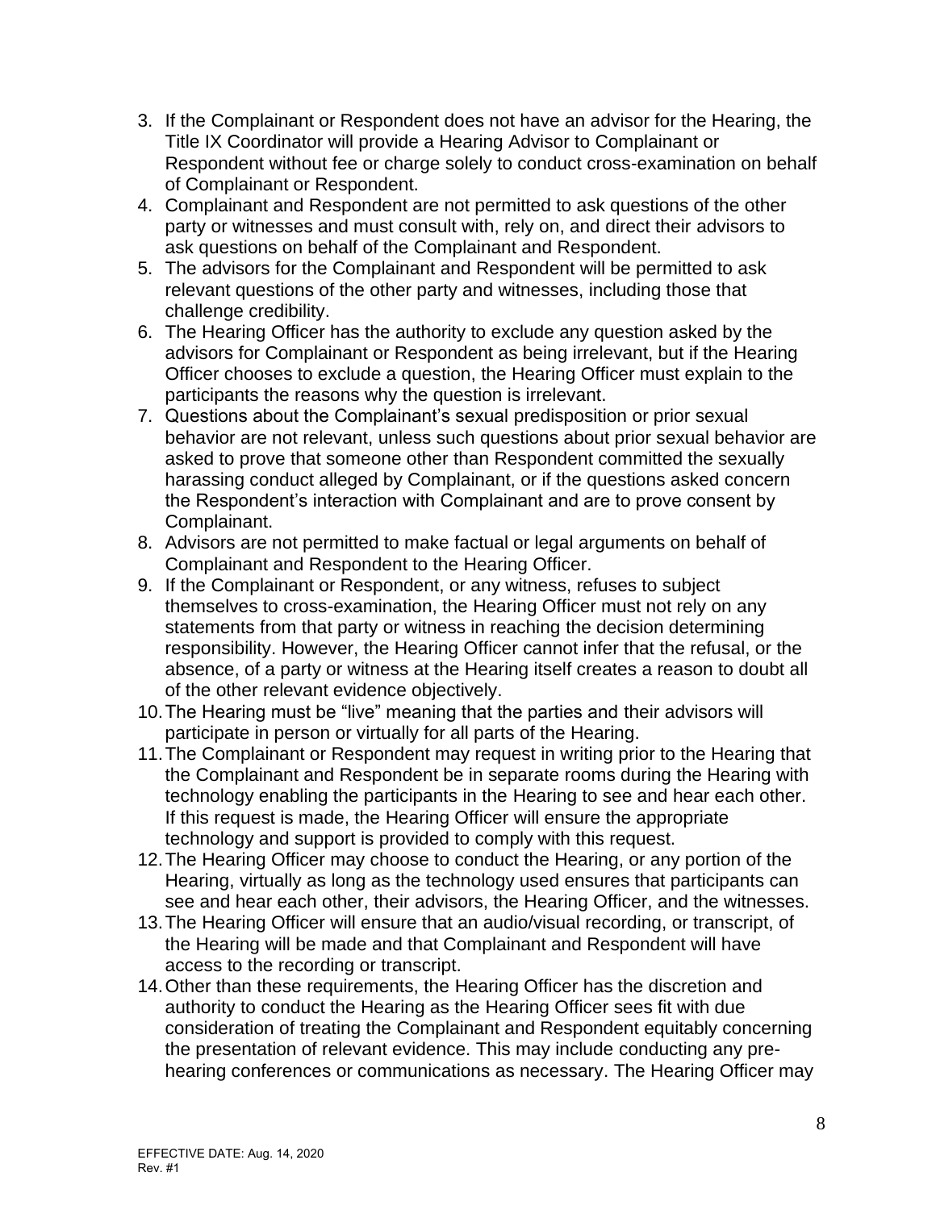3. If the Complainant or Respondent does not have an advisor for the Hearing, the Title IX Coordinator will provide a Hearing Advisor to Complainant or Respondent without fee or charge solely to conduct cross-examination on behalf of Complainant or Respondent.
4. Complainant and Respondent are not permitted to ask questions of the other party or witnesses and must consult with, rely on, and direct their advisors to ask questions on behalf of the Complainant and Respondent.
5. The advisors for the Complainant and Respondent will be permitted to ask relevant questions of the other party and witnesses, including those that challenge credibility.
6. The Hearing Officer has the authority to exclude any question asked by the advisors for Complainant or Respondent as being irrelevant, but if the Hearing Officer chooses to exclude a question, the Hearing Officer must explain to the participants the reasons why the question is irrelevant.
7. Questions about the Complainant's sexual predisposition or prior sexual behavior are not relevant, unless such questions about prior sexual behavior are asked to prove that someone other than Respondent committed the sexually harassing conduct alleged by Complainant, or if the questions asked concern the Respondent's interaction with Complainant and are to prove consent by Complainant.
8. Advisors are not permitted to make factual or legal arguments on behalf of Complainant and Respondent to the Hearing Officer.
9. If the Complainant or Respondent, or any witness, refuses to subject themselves to cross-examination, the Hearing Officer must not rely on any statements from that party or witness in reaching the decision determining responsibility. However, the Hearing Officer cannot infer that the refusal, or the absence, of a party or witness at the Hearing itself creates a reason to doubt all of the other relevant evidence objectively.
10. The Hearing must be "live" meaning that the parties and their advisors will participate in person or virtually for all parts of the Hearing.
11. The Complainant or Respondent may request in writing prior to the Hearing that the Complainant and Respondent be in separate rooms during the Hearing with technology enabling the participants in the Hearing to see and hear each other. If this request is made, the Hearing Officer will ensure the appropriate technology and support is provided to comply with this request.
12. The Hearing Officer may choose to conduct the Hearing, or any portion of the Hearing, virtually as long as the technology used ensures that participants can see and hear each other, their advisors, the Hearing Officer, and the witnesses.
13. The Hearing Officer will ensure that an audio/visual recording, or transcript, of the Hearing will be made and that Complainant and Respondent will have access to the recording or transcript.
14. Other than these requirements, the Hearing Officer has the discretion and authority to conduct the Hearing as the Hearing Officer sees fit with due consideration of treating the Complainant and Respondent equitably concerning the presentation of relevant evidence. This may include conducting any pre-hearing conferences or communications as necessary. The Hearing Officer may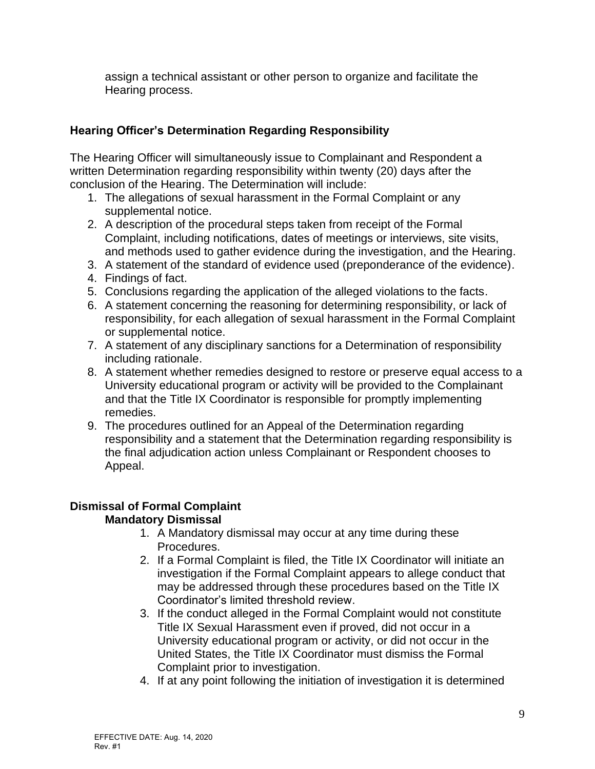assign a technical assistant or other person to organize and facilitate the Hearing process.

### Hearing Officer's Determination Regarding Responsibility

The Hearing Officer will simultaneously issue to Complainant and Respondent a written Determination regarding responsibility within twenty (20) days after the conclusion of the Hearing. The Determination will include:

1. The allegations of sexual harassment in the Formal Complaint or any supplemental notice.
2. A description of the procedural steps taken from receipt of the Formal Complaint, including notifications, dates of meetings or interviews, site visits, and methods used to gather evidence during the investigation, and the Hearing.
3. A statement of the standard of evidence used (preponderance of the evidence).
4. Findings of fact.
5. Conclusions regarding the application of the alleged violations to the facts.
6. A statement concerning the reasoning for determining responsibility, or lack of responsibility, for each allegation of sexual harassment in the Formal Complaint or supplemental notice.
7. A statement of any disciplinary sanctions for a Determination of responsibility including rationale.
8. A statement whether remedies designed to restore or preserve equal access to a University educational program or activity will be provided to the Complainant and that the Title IX Coordinator is responsible for promptly implementing remedies.
9. The procedures outlined for an Appeal of the Determination regarding responsibility and a statement that the Determination regarding responsibility is the final adjudication action unless Complainant or Respondent chooses to Appeal.

### Dismissal of Formal Complaint

#### Mandatory Dismissal

1. A Mandatory dismissal may occur at any time during these Procedures.
2. If a Formal Complaint is filed, the Title IX Coordinator will initiate an investigation if the Formal Complaint appears to allege conduct that may be addressed through these procedures based on the Title IX Coordinator's limited threshold review.
3. If the conduct alleged in the Formal Complaint would not constitute Title IX Sexual Harassment even if proved, did not occur in a University educational program or activity, or did not occur in the United States, the Title IX Coordinator must dismiss the Formal Complaint prior to investigation.
4. If at any point following the initiation of investigation it is determined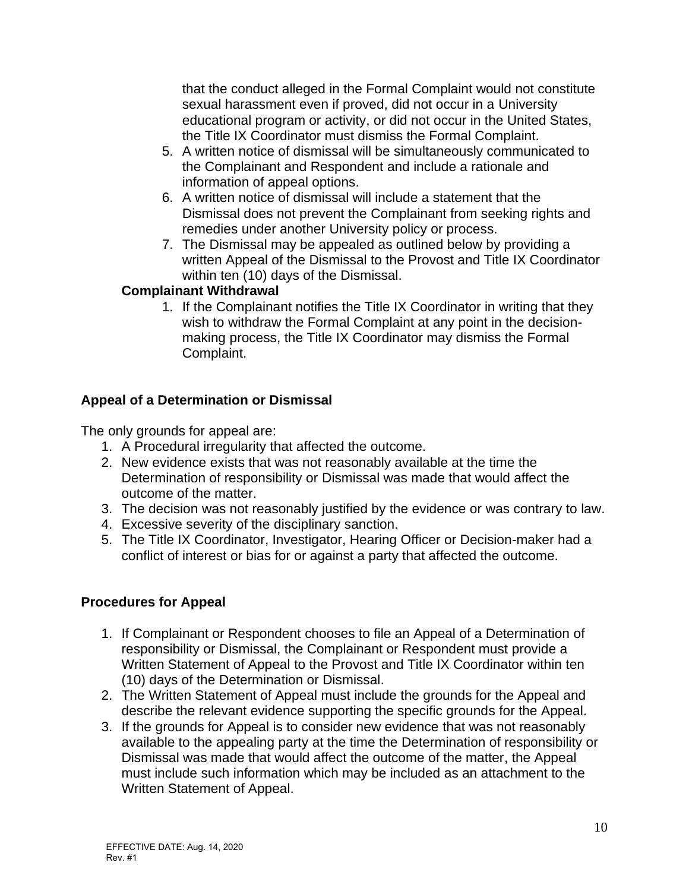that the conduct alleged in the Formal Complaint would not constitute sexual harassment even if proved, did not occur in a University educational program or activity, or did not occur in the United States, the Title IX Coordinator must dismiss the Formal Complaint.

5. A written notice of dismissal will be simultaneously communicated to the Complainant and Respondent and include a rationale and information of appeal options.
6. A written notice of dismissal will include a statement that the Dismissal does not prevent the Complainant from seeking rights and remedies under another University policy or process.
7. The Dismissal may be appealed as outlined below by providing a written Appeal of the Dismissal to the Provost and Title IX Coordinator within ten (10) days of the Dismissal.

**Complainant Withdrawal**

1. If the Complainant notifies the Title IX Coordinator in writing that they wish to withdraw the Formal Complaint at any point in the decision-making process, the Title IX Coordinator may dismiss the Formal Complaint.

**Appeal of a Determination or Dismissal**

The only grounds for appeal are:

1. A Procedural irregularity that affected the outcome.
2. New evidence exists that was not reasonably available at the time the Determination of responsibility or Dismissal was made that would affect the outcome of the matter.
3. The decision was not reasonably justified by the evidence or was contrary to law.
4. Excessive severity of the disciplinary sanction.
5. The Title IX Coordinator, Investigator, Hearing Officer or Decision-maker had a conflict of interest or bias for or against a party that affected the outcome.

**Procedures for Appeal**

1. If Complainant or Respondent chooses to file an Appeal of a Determination of responsibility or Dismissal, the Complainant or Respondent must provide a Written Statement of Appeal to the Provost and Title IX Coordinator within ten (10) days of the Determination or Dismissal.
2. The Written Statement of Appeal must include the grounds for the Appeal and describe the relevant evidence supporting the specific grounds for the Appeal.
3. If the grounds for Appeal is to consider new evidence that was not reasonably available to the appealing party at the time the Determination of responsibility or Dismissal was made that would affect the outcome of the matter, the Appeal must include such information which may be included as an attachment to the Written Statement of Appeal.

EFFECTIVE DATE: Aug. 14, 2020
Rev. #1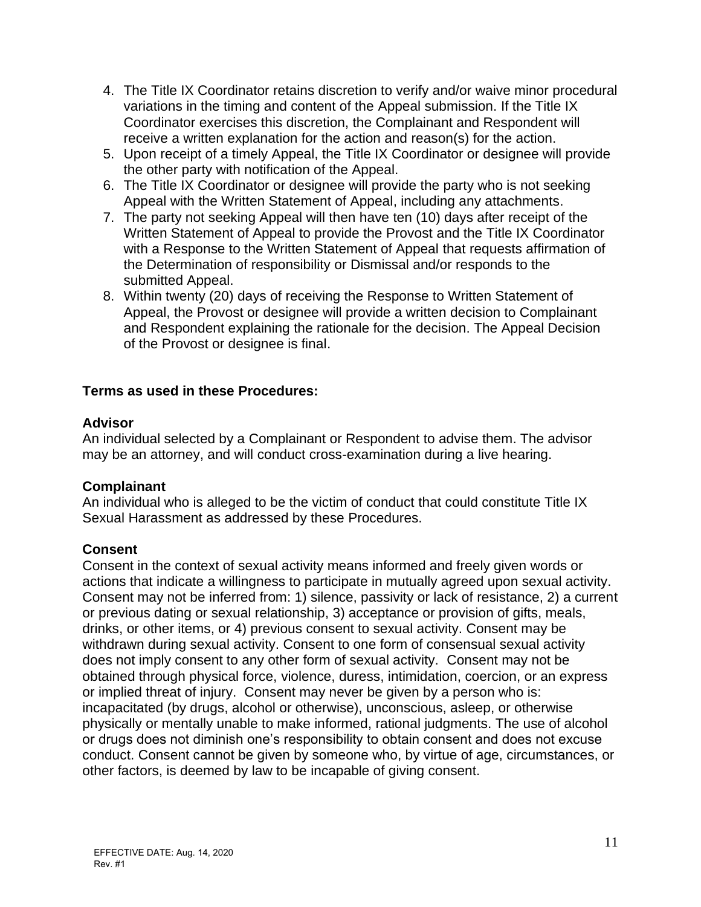4. The Title IX Coordinator retains discretion to verify and/or waive minor procedural variations in the timing and content of the Appeal submission. If the Title IX Coordinator exercises this discretion, the Complainant and Respondent will receive a written explanation for the action and reason(s) for the action.
5. Upon receipt of a timely Appeal, the Title IX Coordinator or designee will provide the other party with notification of the Appeal.
6. The Title IX Coordinator or designee will provide the party who is not seeking Appeal with the Written Statement of Appeal, including any attachments.
7. The party not seeking Appeal will then have ten (10) days after receipt of the Written Statement of Appeal to provide the Provost and the Title IX Coordinator with a Response to the Written Statement of Appeal that requests affirmation of the Determination of responsibility or Dismissal and/or responds to the submitted Appeal.
8. Within twenty (20) days of receiving the Response to Written Statement of Appeal, the Provost or designee will provide a written decision to Complainant and Respondent explaining the rationale for the decision. The Appeal Decision of the Provost or designee is final.

## Terms as used in these Procedures:

### Advisor

An individual selected by a Complainant or Respondent to advise them. The advisor may be an attorney, and will conduct cross-examination during a live hearing.

### Complainant

An individual who is alleged to be the victim of conduct that could constitute Title IX Sexual Harassment as addressed by these Procedures.

### Consent

Consent in the context of sexual activity means informed and freely given words or actions that indicate a willingness to participate in mutually agreed upon sexual activity. Consent may not be inferred from: 1) silence, passivity or lack of resistance, 2) a current or previous dating or sexual relationship, 3) acceptance or provision of gifts, meals, drinks, or other items, or 4) previous consent to sexual activity. Consent may be withdrawn during sexual activity. Consent to one form of consensual sexual activity does not imply consent to any other form of sexual activity. Consent may not be obtained through physical force, violence, duress, intimidation, coercion, or an express or implied threat of injury. Consent may never be given by a person who is: incapacitated (by drugs, alcohol or otherwise), unconscious, asleep, or otherwise physically or mentally unable to make informed, rational judgments. The use of alcohol or drugs does not diminish one's responsibility to obtain consent and does not excuse conduct. Consent cannot be given by someone who, by virtue of age, circumstances, or other factors, is deemed by law to be incapable of giving consent.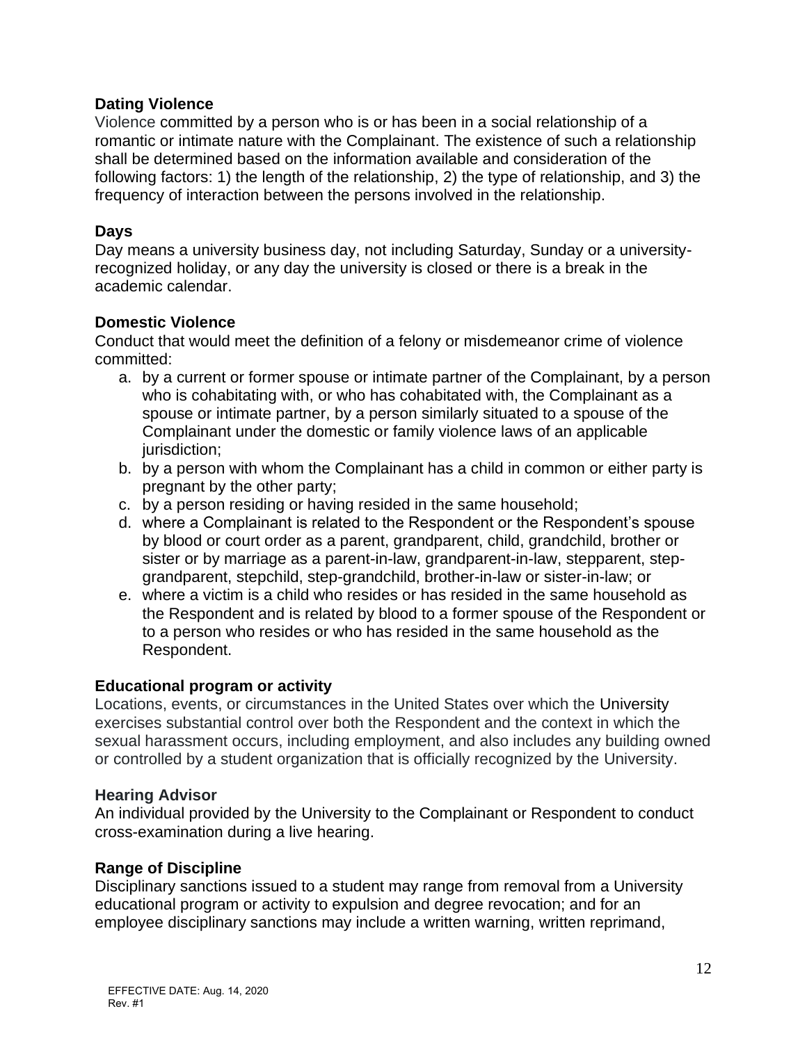**Dating Violence**

Violence committed by a person who is or has been in a social relationship of a romantic or intimate nature with the Complainant. The existence of such a relationship shall be determined based on the information available and consideration of the following factors: 1) the length of the relationship, 2) the type of relationship, and 3) the frequency of interaction between the persons involved in the relationship.

**Days**

Day means a university business day, not including Saturday, Sunday or a university-recognized holiday, or any day the university is closed or there is a break in the academic calendar.

**Domestic Violence**

Conduct that would meet the definition of a felony or misdemeanor crime of violence committed:

a. by a current or former spouse or intimate partner of the Complainant, by a person who is cohabitating with, or who has cohabitated with, the Complainant as a spouse or intimate partner, by a person similarly situated to a spouse of the Complainant under the domestic or family violence laws of an applicable jurisdiction;
b. by a person with whom the Complainant has a child in common or either party is pregnant by the other party;
c. by a person residing or having resided in the same household;
d. where a Complainant is related to the Respondent or the Respondent's spouse by blood or court order as a parent, grandparent, child, grandchild, brother or sister or by marriage as a parent-in-law, grandparent-in-law, stepparent, step-grandparent, stepchild, step-grandchild, brother-in-law or sister-in-law; or
e. where a victim is a child who resides or has resided in the same household as the Respondent and is related by blood to a former spouse of the Respondent or to a person who resides or who has resided in the same household as the Respondent.

**Educational program or activity**

Locations, events, or circumstances in the United States over which the University exercises substantial control over both the Respondent and the context in which the sexual harassment occurs, including employment, and also includes any building owned or controlled by a student organization that is officially recognized by the University.

**Hearing Advisor**

An individual provided by the University to the Complainant or Respondent to conduct cross-examination during a live hearing.

**Range of Discipline**

Disciplinary sanctions issued to a student may range from removal from a University educational program or activity to expulsion and degree revocation; and for an employee disciplinary sanctions may include a written warning, written reprimand,

EFFECTIVE DATE: Aug. 14, 2020
Rev. #1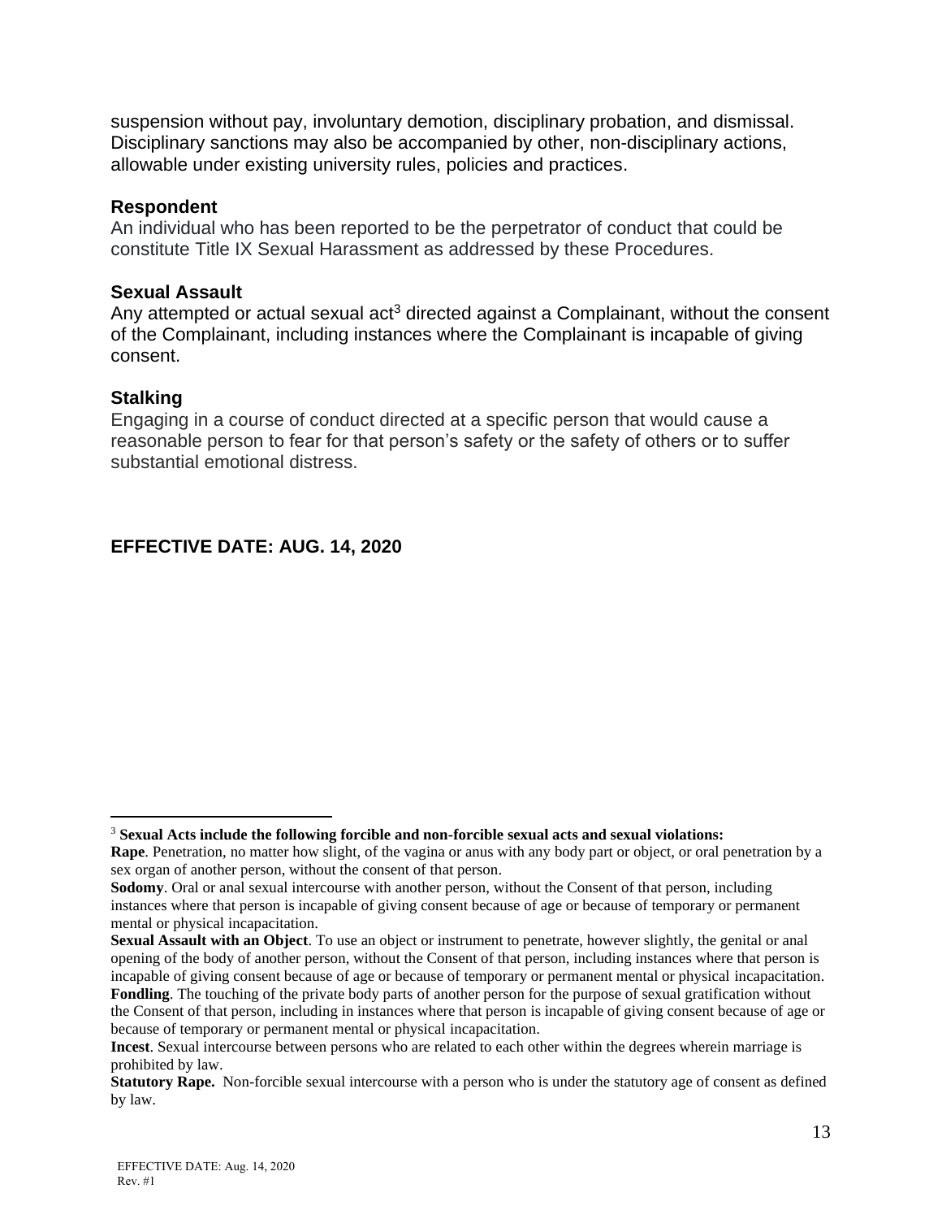suspension without pay, involuntary demotion, disciplinary probation, and dismissal. Disciplinary sanctions may also be accompanied by other, non-disciplinary actions, allowable under existing university rules, policies and practices.

### Respondent

An individual who has been reported to be the perpetrator of conduct that could be constitute Title IX Sexual Harassment as addressed by these Procedures.

### Sexual Assault

Any attempted or actual sexual act[3] directed against a Complainant, without the consent of the Complainant, including instances where the Complainant is incapable of giving consent.

### Stalking

Engaging in a course of conduct directed at a specific person that would cause a reasonable person to fear for that person's safety or the safety of others or to suffer substantial emotional distress.

**EFFECTIVE DATE: AUG. 14, 2020**

---

[3] **Sexual Acts include the following forcible and non-forcible sexual acts and sexual violations:**

**Rape**. Penetration, no matter how slight, of the vagina or anus with any body part or object, or oral penetration by a sex organ of another person, without the consent of that person.

**Sodomy**. Oral or anal sexual intercourse with another person, without the Consent of that person, including instances where that person is incapable of giving consent because of age or because of temporary or permanent mental or physical incapacitation.

**Sexual Assault with an Object**. To use an object or instrument to penetrate, however slightly, the genital or anal opening of the body of another person, without the Consent of that person, including instances where that person is incapable of giving consent because of age or because of temporary or permanent mental or physical incapacitation.

**Fondling**. The touching of the private body parts of another person for the purpose of sexual gratification without the Consent of that person, including in instances where that person is incapable of giving consent because of age or because of temporary or permanent mental or physical incapacitation.

**Incest**. Sexual intercourse between persons who are related to each other within the degrees wherein marriage is prohibited by law.

**Statutory Rape.** Non-forcible sexual intercourse with a person who is under the statutory age of consent as defined by law.